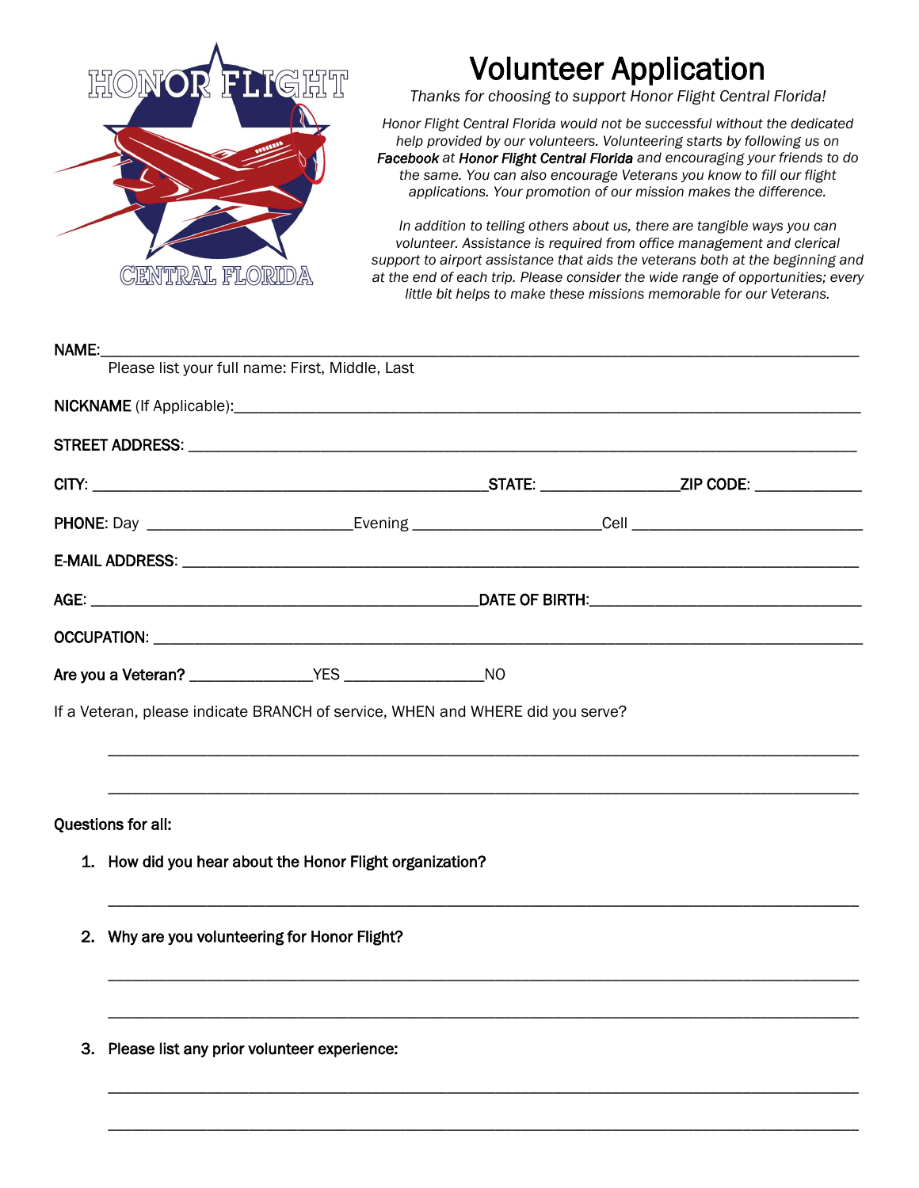HONOR FLIGHT
CENTRAL FLORIDA

# Volunteer Application

*Thanks for choosing to support Honor Flight Central Florida!*

*Honor Flight Central Florida would not be successful without the dedicated help provided by our volunteers. Volunteering starts by following us on **Facebook** at **Honor Flight Central Florida** and encouraging your friends to do the same. You can also encourage Veterans you know to fill our flight applications. Your promotion of our mission makes the difference.*

*In addition to telling others about us, there are tangible ways you can volunteer. Assistance is required from office management and clerical support to airport assistance that aids the veterans both at the beginning and at the end of each trip. Please consider the wide range of opportunities; every little bit helps to make these missions memorable for our Veterans.*

NAME:\_\_\_\_\_\_\_\_\_\_\_\_\_\_\_\_\_\_\_\_\_\_\_\_\_\_\_\_\_\_\_\_\_\_\_\_\_\_\_\_\_\_\_\_\_\_\_\_\_\_\_\_\_\_\_\_\_\_\_\_\_\_\_\_\_\_\_\_\_\_

Please list your full name: First, Middle, Last

NICKNAME (If Applicable):\_\_\_\_\_\_\_\_\_\_\_\_\_\_\_\_\_\_\_\_\_\_\_\_\_\_\_\_\_\_\_\_\_\_\_\_\_\_\_\_\_\_\_\_\_\_\_\_\_\_\_\_\_\_

STREET ADDRESS: \_\_\_\_\_\_\_\_\_\_\_\_\_\_\_\_\_\_\_\_\_\_\_\_\_\_\_\_\_\_\_\_\_\_\_\_\_\_\_\_\_\_\_\_\_\_\_\_\_\_\_\_\_\_\_\_\_\_\_\_\_\_

CITY: \_\_\_\_\_\_\_\_\_\_\_\_\_\_\_\_\_\_\_\_\_\_\_\_\_\_\_\_\_\_\_\_\_\_\_\_STATE: \_\_\_\_\_\_\_\_\_\_\_\_\_ZIP CODE: \_\_\_\_\_\_\_\_\_\_

PHONE: Day \_\_\_\_\_\_\_\_\_\_\_\_\_\_\_\_\_\_\_Evening \_\_\_\_\_\_\_\_\_\_\_\_\_\_\_\_\_\_Cell \_\_\_\_\_\_\_\_\_\_\_\_\_\_\_\_\_\_\_\_\_\_

E-MAIL ADDRESS: \_\_\_\_\_\_\_\_\_\_\_\_\_\_\_\_\_\_\_\_\_\_\_\_\_\_\_\_\_\_\_\_\_\_\_\_\_\_\_\_\_\_\_\_\_\_\_\_\_\_\_\_\_\_\_\_\_\_\_\_\_\_

AGE: \_\_\_\_\_\_\_\_\_\_\_\_\_\_\_\_\_\_\_\_\_\_\_\_\_\_\_\_\_\_\_\_\_\_\_\_\_DATE OF BIRTH:\_\_\_\_\_\_\_\_\_\_\_\_\_\_\_\_\_\_\_\_\_\_\_\_\_\_

OCCUPATION: \_\_\_\_\_\_\_\_\_\_\_\_\_\_\_\_\_\_\_\_\_\_\_\_\_\_\_\_\_\_\_\_\_\_\_\_\_\_\_\_\_\_\_\_\_\_\_\_\_\_\_\_\_\_\_\_\_\_\_\_\_\_\_\_\_\_

Are you a Veteran? \_\_\_\_\_\_\_\_\_\_\_YES \_\_\_\_\_\_\_\_\_\_\_\_\_NO

If a Veteran, please indicate BRANCH of service, WHEN and WHERE did you serve?

\_\_\_\_\_\_\_\_\_\_\_\_\_\_\_\_\_\_\_\_\_\_\_\_\_\_\_\_\_\_\_\_\_\_\_\_\_\_\_\_\_\_\_\_\_\_\_\_\_\_\_\_\_\_\_\_\_\_\_\_\_\_\_\_\_\_\_\_\_\_\_\_\_\_\_

\_\_\_\_\_\_\_\_\_\_\_\_\_\_\_\_\_\_\_\_\_\_\_\_\_\_\_\_\_\_\_\_\_\_\_\_\_\_\_\_\_\_\_\_\_\_\_\_\_\_\_\_\_\_\_\_\_\_\_\_\_\_\_\_\_\_\_\_\_\_\_\_\_\_\_

Questions for all:

1. How did you hear about the Honor Flight organization?

   \_\_\_\_\_\_\_\_\_\_\_\_\_\_\_\_\_\_\_\_\_\_\_\_\_\_\_\_\_\_\_\_\_\_\_\_\_\_\_\_\_\_\_\_\_\_\_\_\_\_\_\_\_\_\_\_\_\_\_\_\_\_\_\_\_\_\_\_\_\_\_\_\_

2. Why are you volunteering for Honor Flight?

   \_\_\_\_\_\_\_\_\_\_\_\_\_\_\_\_\_\_\_\_\_\_\_\_\_\_\_\_\_\_\_\_\_\_\_\_\_\_\_\_\_\_\_\_\_\_\_\_\_\_\_\_\_\_\_\_\_\_\_\_\_\_\_\_\_\_\_\_\_\_\_\_\_

   \_\_\_\_\_\_\_\_\_\_\_\_\_\_\_\_\_\_\_\_\_\_\_\_\_\_\_\_\_\_\_\_\_\_\_\_\_\_\_\_\_\_\_\_\_\_\_\_\_\_\_\_\_\_\_\_\_\_\_\_\_\_\_\_\_\_\_\_\_\_\_\_\_

3. Please list any prior volunteer experience:

   \_\_\_\_\_\_\_\_\_\_\_\_\_\_\_\_\_\_\_\_\_\_\_\_\_\_\_\_\_\_\_\_\_\_\_\_\_\_\_\_\_\_\_\_\_\_\_\_\_\_\_\_\_\_\_\_\_\_\_\_\_\_\_\_\_\_\_\_\_\_\_\_\_

   \_\_\_\_\_\_\_\_\_\_\_\_\_\_\_\_\_\_\_\_\_\_\_\_\_\_\_\_\_\_\_\_\_\_\_\_\_\_\_\_\_\_\_\_\_\_\_\_\_\_\_\_\_\_\_\_\_\_\_\_\_\_\_\_\_\_\_\_\_\_\_\_\_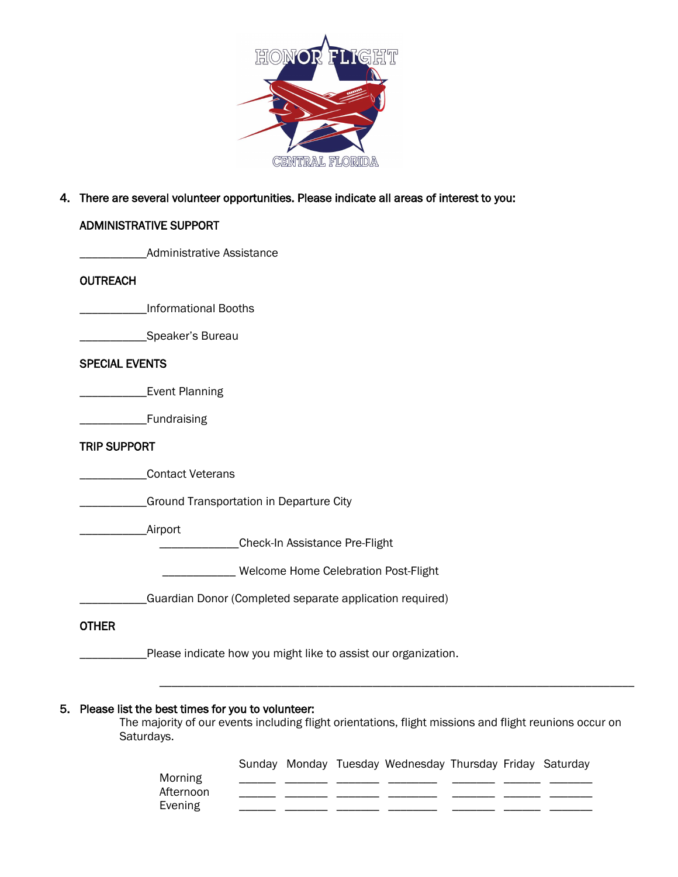4. **There are several volunteer opportunities. Please indicate all areas of interest to you:**

**ADMINISTRATIVE SUPPORT**

___________Administrative Assistance

**OUTREACH**

___________Informational Booths

___________Speaker's Bureau

**SPECIAL EVENTS**

___________Event Planning

___________Fundraising

**TRIP SUPPORT**

___________Contact Veterans

___________Ground Transportation in Departure City

___________Airport

   _____________Check-In Assistance Pre-Flight

   ____________ Welcome Home Celebration Post-Flight

___________Guardian Donor (Completed separate application required)

**OTHER**

___________Please indicate how you might like to assist our organization.

_______________________________________________________________________________

5. **Please list the best times for you to volunteer:**
   The majority of our events including flight orientations, flight missions and flight reunions occur on Saturdays.

| | Sunday | Monday | Tuesday | Wednesday | Thursday | Friday | Saturday |
|---|---|---|---|---|---|---|---|
| Morning | ______ | _______ | _______ | ________ | _______ | ______ | _______ |
| Afternoon | ______ | _______ | _______ | ________ | _______ | ______ | _______ |
| Evening | ______ | _______ | _______ | ________ | _______ | ______ | _______ |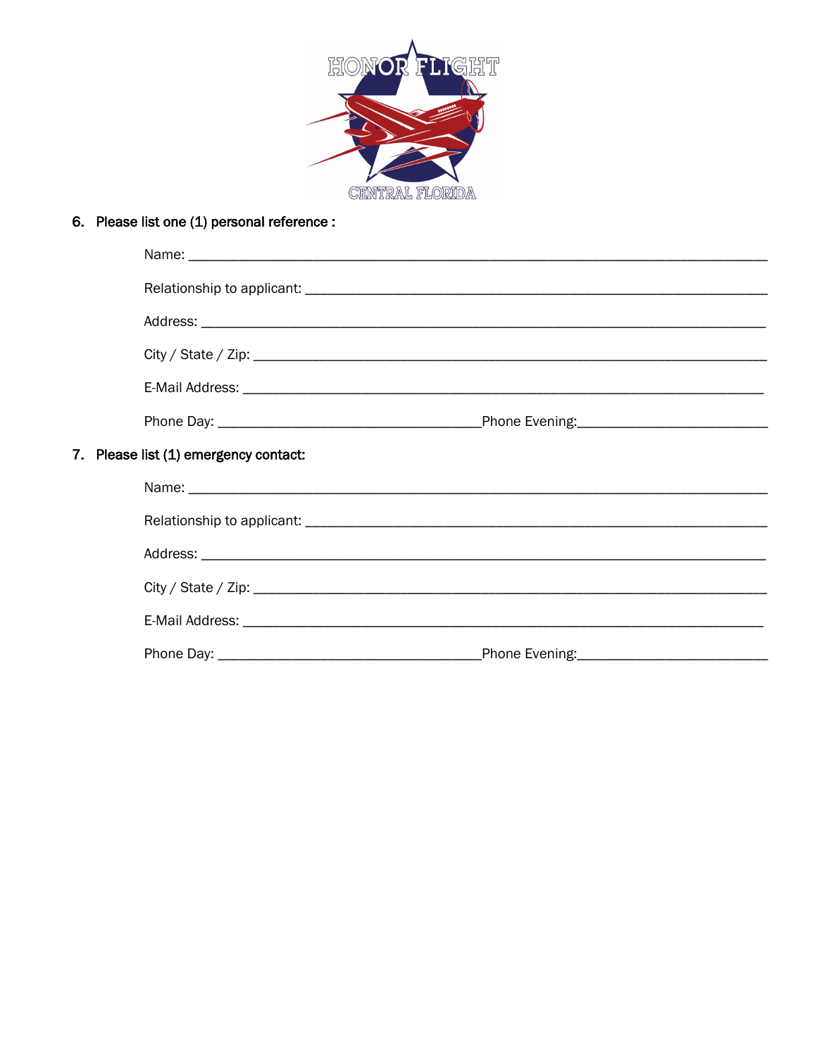HONOR FLIGHT

CENTRAL FLORIDA

6. **Please list one (1) personal reference :**

   Name: ___________________________________________________________________________

   Relationship to applicant: ____________________________________________________________

   Address: _________________________________________________________________________

   City / State / Zip: _________________________________________________________________

   E-Mail Address: ____________________________________________________________________

   Phone Day: __________________________________Phone Evening:_________________________

7. **Please list (1) emergency contact:**

   Name: ___________________________________________________________________________

   Relationship to applicant: ____________________________________________________________

   Address: _________________________________________________________________________

   City / State / Zip: _________________________________________________________________

   E-Mail Address: ____________________________________________________________________

   Phone Day: __________________________________Phone Evening:_________________________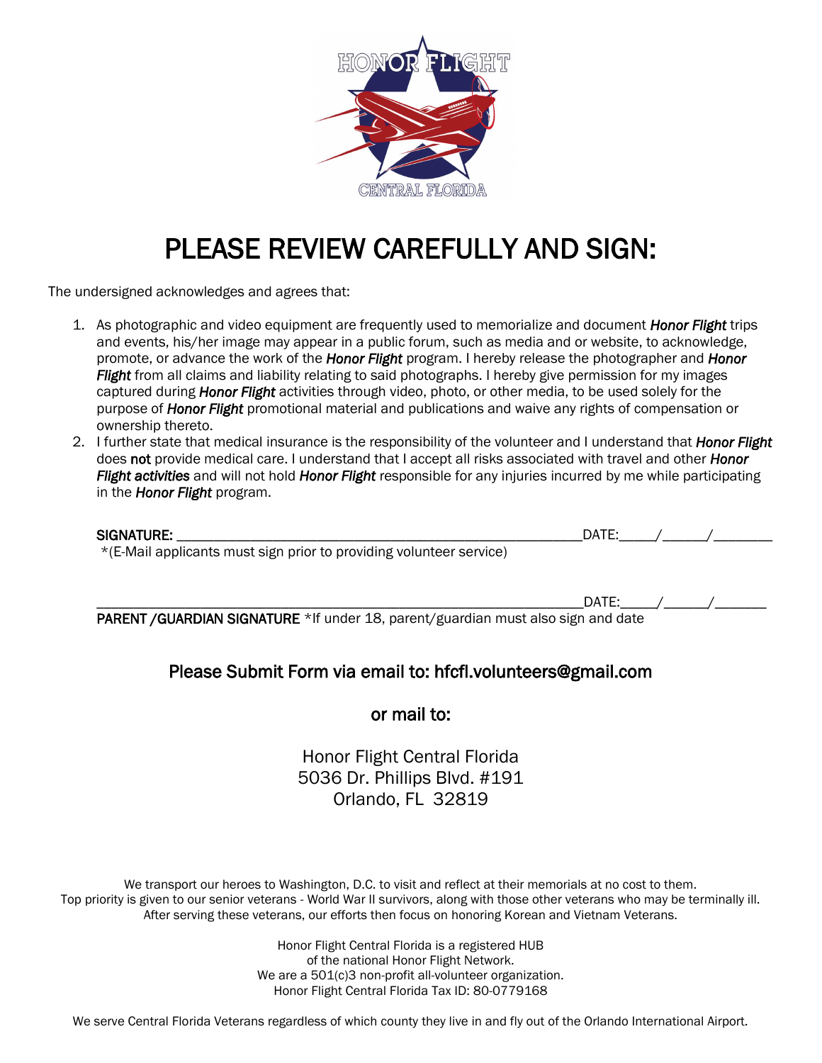HONOR FLIGHT

CENTRAL FLORIDA

# PLEASE REVIEW CAREFULLY AND SIGN:

The undersigned acknowledges and agrees that:

1. As photographic and video equipment are frequently used to memorialize and document ***Honor Flight*** trips and events, his/her image may appear in a public forum, such as media and or website, to acknowledge, promote, or advance the work of the ***Honor Flight*** program. I hereby release the photographer and ***Honor Flight*** from all claims and liability relating to said photographs. I hereby give permission for my images captured during ***Honor Flight*** activities through video, photo, or other media, to be used solely for the purpose of ***Honor Flight*** promotional material and publications and waive any rights of compensation or ownership thereto.
2. I further state that medical insurance is the responsibility of the volunteer and I understand that ***Honor Flight*** does **not** provide medical care. I understand that I accept all risks associated with travel and other ***Honor Flight activities*** and will not hold ***Honor Flight*** responsible for any injuries incurred by me while participating in the ***Honor Flight*** program.

**SIGNATURE:** ____________________________________________________DATE:_____/______/________

*(E-Mail applicants must sign prior to providing volunteer service)

____________________________________________________________DATE:_____/______/_______

**PARENT /GUARDIAN SIGNATURE** *If under 18, parent/guardian must also sign and date

## Please Submit Form via email to: hfcfl.volunteers@gmail.com

## or mail to:

Honor Flight Central Florida
5036 Dr. Phillips Blvd. #191
Orlando, FL 32819

We transport our heroes to Washington, D.C. to visit and reflect at their memorials at no cost to them.
Top priority is given to our senior veterans - World War II survivors, along with those other veterans who may be terminally ill.
After serving these veterans, our efforts then focus on honoring Korean and Vietnam Veterans.

Honor Flight Central Florida is a registered HUB
of the national Honor Flight Network.
We are a 501(c)3 non-profit all-volunteer organization.
Honor Flight Central Florida Tax ID: 80-0779168

We serve Central Florida Veterans regardless of which county they live in and fly out of the Orlando International Airport.